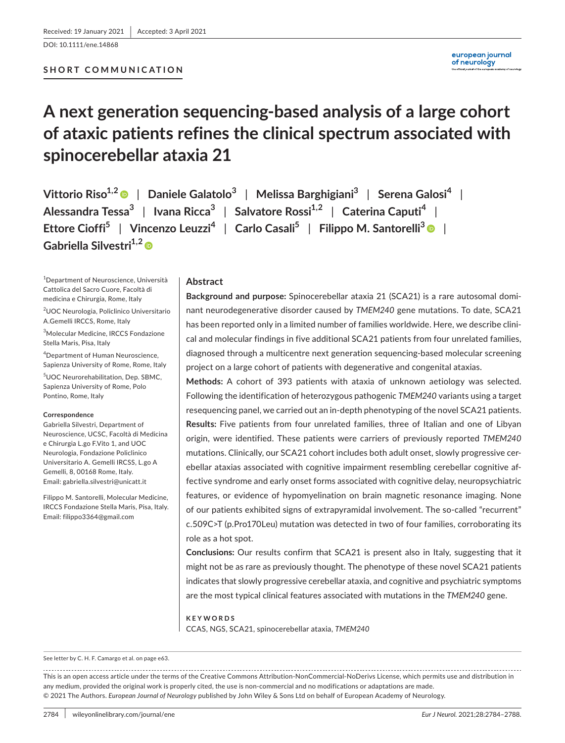Received: 19 January 2021 | Accepted: 3 April 2021

DOI: 10.1111/ene.14868

**SHORT COMMUNICATION**

# A next generation sequencing-based analysis of a large cohort of ataxic patients refines the clinical spectrum associated with spinocerebellar ataxia 21

**Vittorio Riso[1,2]** | **Daniele Galatolo[3]** | **Melissa Barghigiani[3]** | **Serena Galosi[4]** | **Alessandra Tessa[3]** | **Ivana Ricca[3]** | **Salvatore Rossi[1,2]** | **Caterina Caputi[4]** | **Ettore Cioffi[5]** | **Vincenzo Leuzzi[4]** | **Carlo Casali[5]** | **Filippo M. Santorelli[3]** | **Gabriella Silvestri[1,2]**

[1]Department of Neuroscience, Università Cattolica del Sacro Cuore, Facoltà di medicina e Chirurgia, Rome, Italy

[2]UOC Neurologia, Policlinico Universitario A.Gemelli IRCCS, Rome, Italy

[3]Molecular Medicine, IRCCS Fondazione Stella Maris, Pisa, Italy

[4]Department of Human Neuroscience, Sapienza University of Rome, Rome, Italy

[5]UOC Neurorehabilitation, Dep. SBMC, Sapienza University of Rome, Polo Pontino, Rome, Italy

**Correspondence**

Gabriella Silvestri, Department of Neuroscience, UCSC, Facoltà di Medicina e Chirurgia L.go F.Vito 1, and UOC Neurologia, Fondazione Policlinico Universitario A. Gemelli IRCSS, L.go A Gemelli, 8, 00168 Rome, Italy.
Email: gabriella.silvestri@unicatt.it

Filippo M. Santorelli, Molecular Medicine, IRCCS Fondazione Stella Maris, Pisa, Italy.
Email: filippo3364@gmail.com

## Abstract

**Background and purpose:** Spinocerebellar ataxia 21 (SCA21) is a rare autosomal dominant neurodegenerative disorder caused by *TMEM240* gene mutations. To date, SCA21 has been reported only in a limited number of families worldwide. Here, we describe clinical and molecular findings in five additional SCA21 patients from four unrelated families, diagnosed through a multicentre next generation sequencing-based molecular screening project on a large cohort of patients with degenerative and congenital ataxias.

**Methods:** A cohort of 393 patients with ataxia of unknown aetiology was selected. Following the identification of heterozygous pathogenic *TMEM240* variants using a target resequencing panel, we carried out an in-depth phenotyping of the novel SCA21 patients.

**Results:** Five patients from four unrelated families, three of Italian and one of Libyan origin, were identified. These patients were carriers of previously reported *TMEM240* mutations. Clinically, our SCA21 cohort includes both adult onset, slowly progressive cerebellar ataxias associated with cognitive impairment resembling cerebellar cognitive affective syndrome and early onset forms associated with cognitive delay, neuropsychiatric features, or evidence of hypomyelination on brain magnetic resonance imaging. None of our patients exhibited signs of extrapyramidal involvement. The so-called "recurrent" c.509C>T (p.Pro170Leu) mutation was detected in two of four families, corroborating its role as a hot spot.

**Conclusions:** Our results confirm that SCA21 is present also in Italy, suggesting that it might not be as rare as previously thought. The phenotype of these novel SCA21 patients indicates that slowly progressive cerebellar ataxia, and cognitive and psychiatric symptoms are the most typical clinical features associated with mutations in the *TMEM240* gene.

**KEYWORDS**

CCAS, NGS, SCA21, spinocerebellar ataxia, *TMEM240*

See letter by C. H. F. Camargo et al. on page e63.

This is an open access article under the terms of the Creative Commons Attribution-NonCommercial-NoDerivs License, which permits use and distribution in any medium, provided the original work is properly cited, the use is non-commercial and no modifications or adaptations are made.
© 2021 The Authors. *European Journal of Neurology* published by John Wiley & Sons Ltd on behalf of European Academy of Neurology.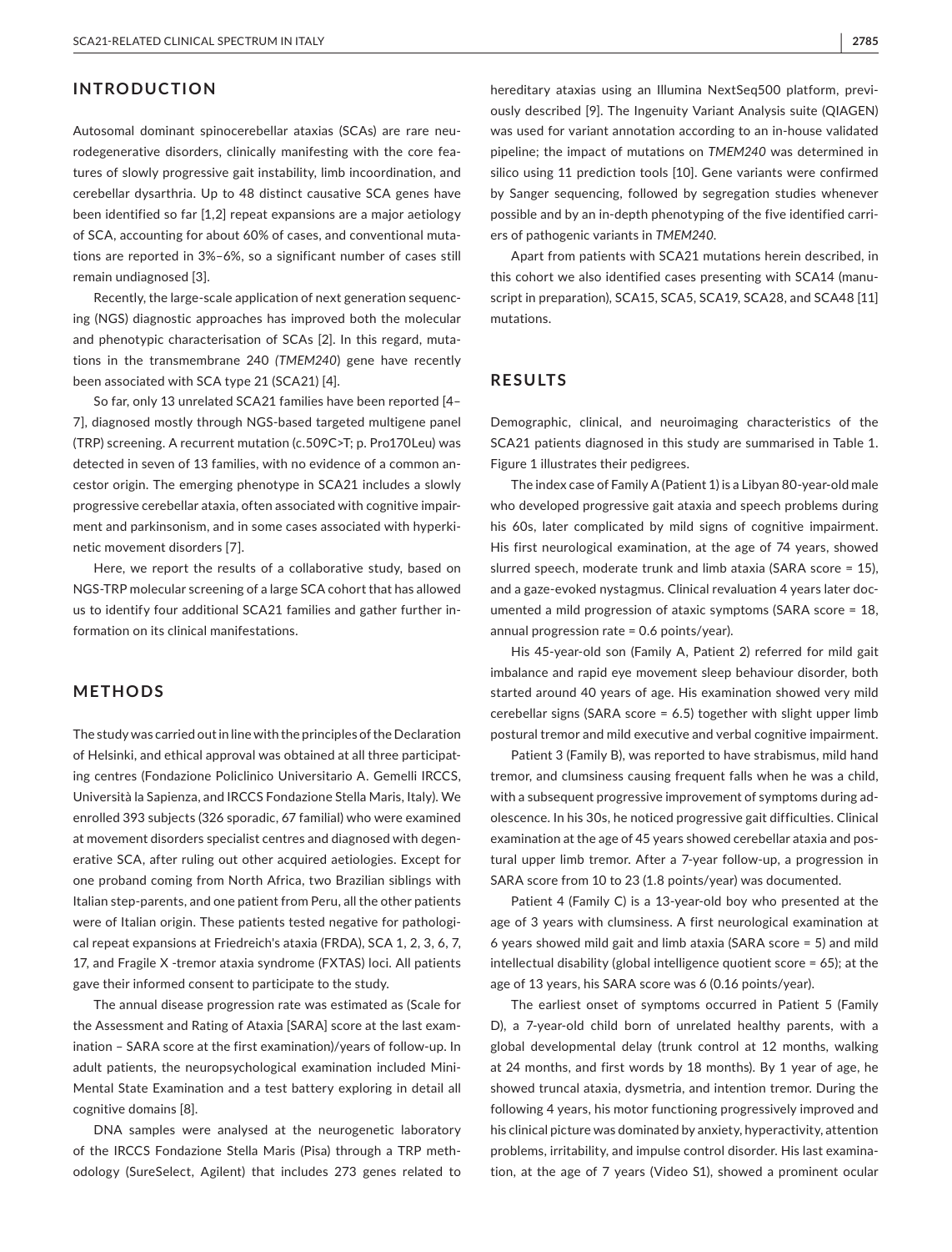## INTRODUCTION

Autosomal dominant spinocerebellar ataxias (SCAs) are rare neurodegenerative disorders, clinically manifesting with the core features of slowly progressive gait instability, limb incoordination, and cerebellar dysarthria. Up to 48 distinct causative SCA genes have been identified so far [1,2] repeat expansions are a major aetiology of SCA, accounting for about 60% of cases, and conventional mutations are reported in 3%–6%, so a significant number of cases still remain undiagnosed [3].

Recently, the large-scale application of next generation sequencing (NGS) diagnostic approaches has improved both the molecular and phenotypic characterisation of SCAs [2]. In this regard, mutations in the transmembrane 240 (*TMEM240*) gene have recently been associated with SCA type 21 (SCA21) [4].

So far, only 13 unrelated SCA21 families have been reported [4–7], diagnosed mostly through NGS-based targeted multigene panel (TRP) screening. A recurrent mutation (c.509C>T; p. Pro170Leu) was detected in seven of 13 families, with no evidence of a common ancestor origin. The emerging phenotype in SCA21 includes a slowly progressive cerebellar ataxia, often associated with cognitive impairment and parkinsonism, and in some cases associated with hyperkinetic movement disorders [7].

Here, we report the results of a collaborative study, based on NGS-TRP molecular screening of a large SCA cohort that has allowed us to identify four additional SCA21 families and gather further information on its clinical manifestations.

## METHODS

The study was carried out in line with the principles of the Declaration of Helsinki, and ethical approval was obtained at all three participating centres (Fondazione Policlinico Universitario A. Gemelli IRCCS, Università la Sapienza, and IRCCS Fondazione Stella Maris, Italy). We enrolled 393 subjects (326 sporadic, 67 familial) who were examined at movement disorders specialist centres and diagnosed with degenerative SCA, after ruling out other acquired aetiologies. Except for one proband coming from North Africa, two Brazilian siblings with Italian step-parents, and one patient from Peru, all the other patients were of Italian origin. These patients tested negative for pathological repeat expansions at Friedreich's ataxia (FRDA), SCA 1, 2, 3, 6, 7, 17, and Fragile X -tremor ataxia syndrome (FXTAS) loci. All patients gave their informed consent to participate to the study.

The annual disease progression rate was estimated as (Scale for the Assessment and Rating of Ataxia [SARA] score at the last examination – SARA score at the first examination)/years of follow-up. In adult patients, the neuropsychological examination included Mini-Mental State Examination and a test battery exploring in detail all cognitive domains [8].

DNA samples were analysed at the neurogenetic laboratory of the IRCCS Fondazione Stella Maris (Pisa) through a TRP methodology (SureSelect, Agilent) that includes 273 genes related to hereditary ataxias using an Illumina NextSeq500 platform, previously described [9]. The Ingenuity Variant Analysis suite (QIAGEN) was used for variant annotation according to an in-house validated pipeline; the impact of mutations on *TMEM240* was determined in silico using 11 prediction tools [10]. Gene variants were confirmed by Sanger sequencing, followed by segregation studies whenever possible and by an in-depth phenotyping of the five identified carriers of pathogenic variants in *TMEM240*.

Apart from patients with SCA21 mutations herein described, in this cohort we also identified cases presenting with SCA14 (manuscript in preparation), SCA15, SCA5, SCA19, SCA28, and SCA48 [11] mutations.

## RESULTS

Demographic, clinical, and neuroimaging characteristics of the SCA21 patients diagnosed in this study are summarised in Table 1. Figure 1 illustrates their pedigrees.

The index case of Family A (Patient 1) is a Libyan 80-year-old male who developed progressive gait ataxia and speech problems during his 60s, later complicated by mild signs of cognitive impairment. His first neurological examination, at the age of 74 years, showed slurred speech, moderate trunk and limb ataxia (SARA score = 15), and a gaze-evoked nystagmus. Clinical revaluation 4 years later documented a mild progression of ataxic symptoms (SARA score = 18, annual progression rate = 0.6 points/year).

His 45-year-old son (Family A, Patient 2) referred for mild gait imbalance and rapid eye movement sleep behaviour disorder, both started around 40 years of age. His examination showed very mild cerebellar signs (SARA score = 6.5) together with slight upper limb postural tremor and mild executive and verbal cognitive impairment.

Patient 3 (Family B), was reported to have strabismus, mild hand tremor, and clumsiness causing frequent falls when he was a child, with a subsequent progressive improvement of symptoms during adolescence. In his 30s, he noticed progressive gait difficulties. Clinical examination at the age of 45 years showed cerebellar ataxia and postural upper limb tremor. After a 7-year follow-up, a progression in SARA score from 10 to 23 (1.8 points/year) was documented.

Patient 4 (Family C) is a 13-year-old boy who presented at the age of 3 years with clumsiness. A first neurological examination at 6 years showed mild gait and limb ataxia (SARA score = 5) and mild intellectual disability (global intelligence quotient score = 65); at the age of 13 years, his SARA score was 6 (0.16 points/year).

The earliest onset of symptoms occurred in Patient 5 (Family D), a 7-year-old child born of unrelated healthy parents, with a global developmental delay (trunk control at 12 months, walking at 24 months, and first words by 18 months). By 1 year of age, he showed truncal ataxia, dysmetria, and intention tremor. During the following 4 years, his motor functioning progressively improved and his clinical picture was dominated by anxiety, hyperactivity, attention problems, irritability, and impulse control disorder. His last examination, at the age of 7 years (Video S1), showed a prominent ocular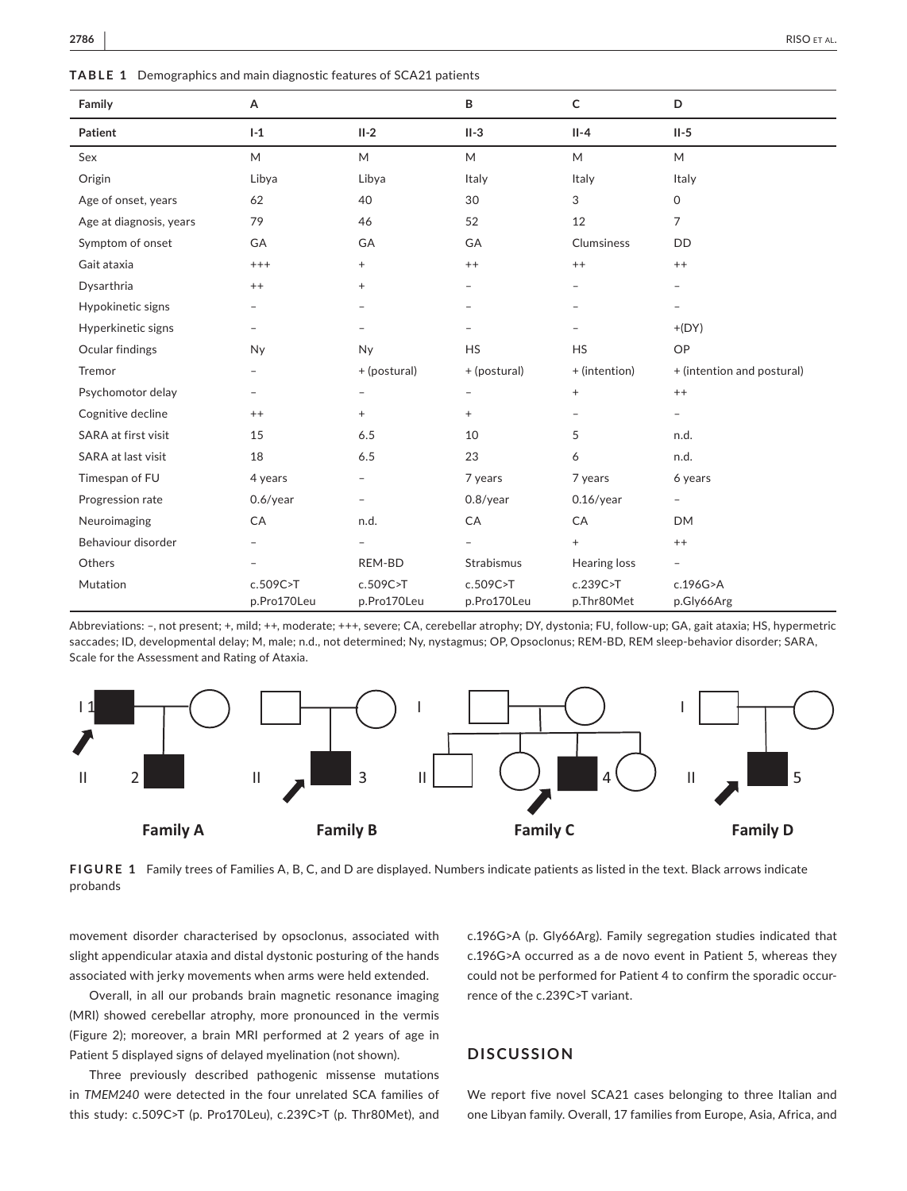**TABLE 1** Demographics and main diagnostic features of SCA21 patients

| Family | A | | B | C | D |
|---|---|---|---|---|---|
| **Patient** | **I-1** | **II-2** | **II-3** | **II-4** | **II-5** |
| Sex | M | M | M | M | M |
| Origin | Libya | Libya | Italy | Italy | Italy |
| Age of onset, years | 62 | 40 | 30 | 3 | 0 |
| Age at diagnosis, years | 79 | 46 | 52 | 12 | 7 |
| Symptom of onset | GA | GA | GA | Clumsiness | DD |
| Gait ataxia | +++ | + | ++ | ++ | ++ |
| Dysarthria | ++ | + | – | – | – |
| Hypokinetic signs | – | – | – | – | – |
| Hyperkinetic signs | – | – | – | – | +(DY) |
| Ocular findings | Ny | Ny | HS | HS | OP |
| Tremor | – | + (postural) | + (postural) | + (intention) | + (intention and postural) |
| Psychomotor delay | – | – | – | + | ++ |
| Cognitive decline | ++ | + | + | – | – |
| SARA at first visit | 15 | 6.5 | 10 | 5 | n.d. |
| SARA at last visit | 18 | 6.5 | 23 | 6 | n.d. |
| Timespan of FU | 4 years | – | 7 years | 7 years | 6 years |
| Progression rate | 0.6/year | – | 0.8/year | 0.16/year | – |
| Neuroimaging | CA | n.d. | CA | CA | DM |
| Behaviour disorder | – | – | – | + | ++ |
| Others | – | REM-BD | Strabismus | Hearing loss | – |
| Mutation | c.509C>T p.Pro170Leu | c.509C>T p.Pro170Leu | c.509C>T p.Pro170Leu | c.239C>T p.Thr80Met | c.196G>A p.Gly66Arg |

Abbreviations: –, not present; +, mild; ++, moderate; +++, severe; CA, cerebellar atrophy; DY, dystonia; FU, follow-up; GA, gait ataxia; HS, hypermetric saccades; ID, developmental delay; M, male; n.d., not determined; Ny, nystagmus; OP, Opsoclonus; REM-BD, REM sleep-behavior disorder; SARA, Scale for the Assessment and Rating of Ataxia.

**FIGURE 1** Family trees of Families A, B, C, and D are displayed. Numbers indicate patients as listed in the text. Black arrows indicate probands

movement disorder characterised by opsoclonus, associated with slight appendicular ataxia and distal dystonic posturing of the hands associated with jerky movements when arms were held extended.

Overall, in all our probands brain magnetic resonance imaging (MRI) showed cerebellar atrophy, more pronounced in the vermis (Figure 2); moreover, a brain MRI performed at 2 years of age in Patient 5 displayed signs of delayed myelination (not shown).

Three previously described pathogenic missense mutations in *TMEM240* were detected in the four unrelated SCA families of this study: c.509C>T (p. Pro170Leu), c.239C>T (p. Thr80Met), and c.196G>A (p. Gly66Arg). Family segregation studies indicated that c.196G>A occurred as a de novo event in Patient 5, whereas they could not be performed for Patient 4 to confirm the sporadic occurrence of the c.239C>T variant.

## DISCUSSION

We report five novel SCA21 cases belonging to three Italian and one Libyan family. Overall, 17 families from Europe, Asia, Africa, and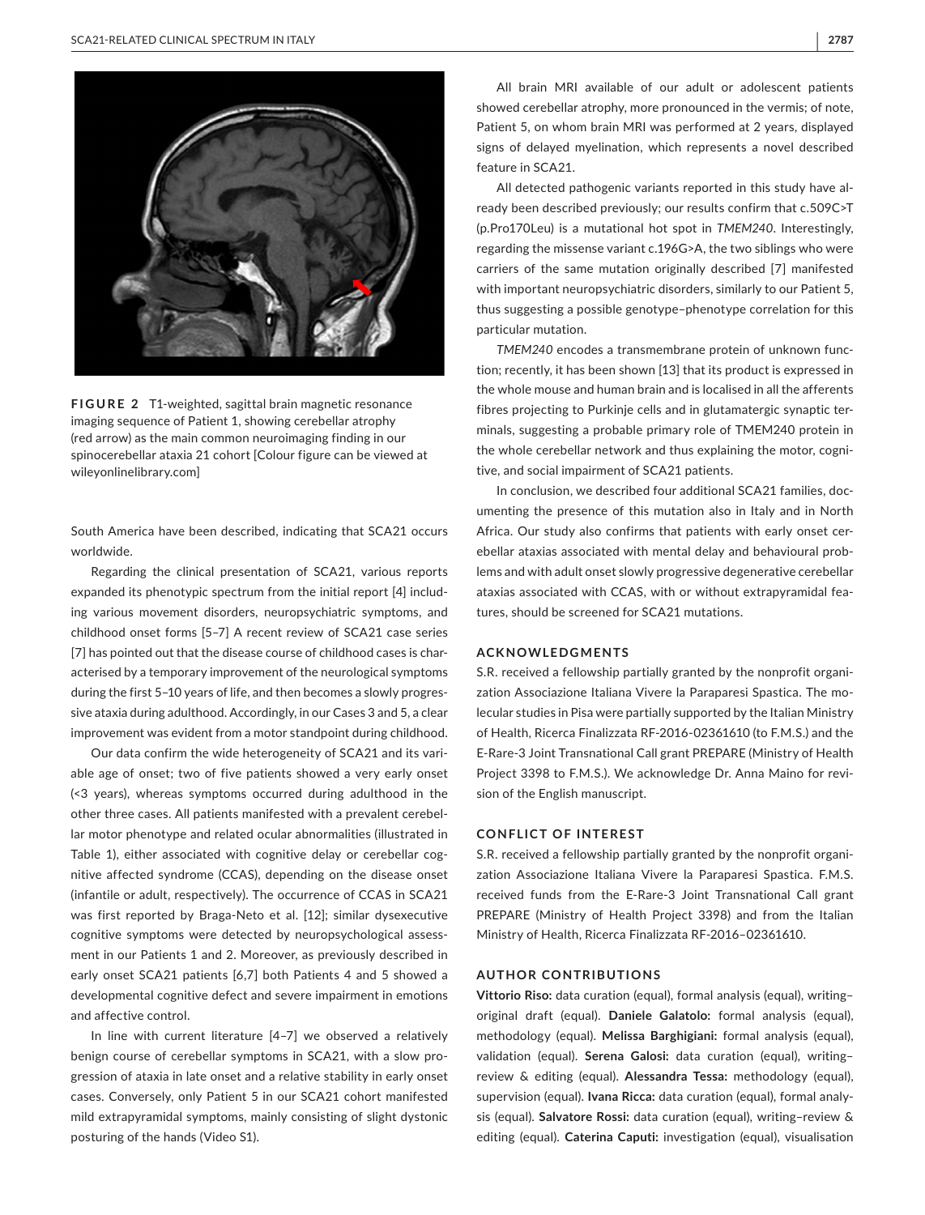**FIGURE 2** T1-weighted, sagittal brain magnetic resonance imaging sequence of Patient 1, showing cerebellar atrophy (red arrow) as the main common neuroimaging finding in our spinocerebellar ataxia 21 cohort [Colour figure can be viewed at wileyonlinelibrary.com]

South America have been described, indicating that SCA21 occurs worldwide.

Regarding the clinical presentation of SCA21, various reports expanded its phenotypic spectrum from the initial report [4] including various movement disorders, neuropsychiatric symptoms, and childhood onset forms [5–7] A recent review of SCA21 case series [7] has pointed out that the disease course of childhood cases is characterised by a temporary improvement of the neurological symptoms during the first 5–10 years of life, and then becomes a slowly progressive ataxia during adulthood. Accordingly, in our Cases 3 and 5, a clear improvement was evident from a motor standpoint during childhood.

Our data confirm the wide heterogeneity of SCA21 and its variable age of onset; two of five patients showed a very early onset (<3 years), whereas symptoms occurred during adulthood in the other three cases. All patients manifested with a prevalent cerebellar motor phenotype and related ocular abnormalities (illustrated in Table 1), either associated with cognitive delay or cerebellar cognitive affected syndrome (CCAS), depending on the disease onset (infantile or adult, respectively). The occurrence of CCAS in SCA21 was first reported by Braga-Neto et al. [12]; similar dysexecutive cognitive symptoms were detected by neuropsychological assessment in our Patients 1 and 2. Moreover, as previously described in early onset SCA21 patients [6,7] both Patients 4 and 5 showed a developmental cognitive defect and severe impairment in emotions and affective control.

In line with current literature [4–7] we observed a relatively benign course of cerebellar symptoms in SCA21, with a slow progression of ataxia in late onset and a relative stability in early onset cases. Conversely, only Patient 5 in our SCA21 cohort manifested mild extrapyramidal symptoms, mainly consisting of slight dystonic posturing of the hands (Video S1).

All brain MRI available of our adult or adolescent patients showed cerebellar atrophy, more pronounced in the vermis; of note, Patient 5, on whom brain MRI was performed at 2 years, displayed signs of delayed myelination, which represents a novel described feature in SCA21.

All detected pathogenic variants reported in this study have already been described previously; our results confirm that c.509C>T (p.Pro170Leu) is a mutational hot spot in *TMEM240*. Interestingly, regarding the missense variant c.196G>A, the two siblings who were carriers of the same mutation originally described [7] manifested with important neuropsychiatric disorders, similarly to our Patient 5, thus suggesting a possible genotype–phenotype correlation for this particular mutation.

*TMEM240* encodes a transmembrane protein of unknown function; recently, it has been shown [13] that its product is expressed in the whole mouse and human brain and is localised in all the afferents fibres projecting to Purkinje cells and in glutamatergic synaptic terminals, suggesting a probable primary role of TMEM240 protein in the whole cerebellar network and thus explaining the motor, cognitive, and social impairment of SCA21 patients.

In conclusion, we described four additional SCA21 families, documenting the presence of this mutation also in Italy and in North Africa. Our study also confirms that patients with early onset cerebellar ataxias associated with mental delay and behavioural problems and with adult onset slowly progressive degenerative cerebellar ataxias associated with CCAS, with or without extrapyramidal features, should be screened for SCA21 mutations.

## ACKNOWLEDGMENTS

S.R. received a fellowship partially granted by the nonprofit organization Associazione Italiana Vivere la Paraparesi Spastica. The molecular studies in Pisa were partially supported by the Italian Ministry of Health, Ricerca Finalizzata RF-2016-02361610 (to F.M.S.) and the E-Rare-3 Joint Transnational Call grant PREPARE (Ministry of Health Project 3398 to F.M.S.). We acknowledge Dr. Anna Maino for revision of the English manuscript.

## CONFLICT OF INTEREST

S.R. received a fellowship partially granted by the nonprofit organization Associazione Italiana Vivere la Paraparesi Spastica. F.M.S. received funds from the E-Rare-3 Joint Transnational Call grant PREPARE (Ministry of Health Project 3398) and from the Italian Ministry of Health, Ricerca Finalizzata RF-2016–02361610.

## AUTHOR CONTRIBUTIONS

**Vittorio Riso:** data curation (equal), formal analysis (equal), writing–original draft (equal). **Daniele Galatolo:** formal analysis (equal), methodology (equal). **Melissa Barghigiani:** formal analysis (equal), validation (equal). **Serena Galosi:** data curation (equal), writing–review & editing (equal). **Alessandra Tessa:** methodology (equal), supervision (equal). **Ivana Ricca:** data curation (equal), formal analysis (equal). **Salvatore Rossi:** data curation (equal), writing–review & editing (equal). **Caterina Caputi:** investigation (equal), visualisation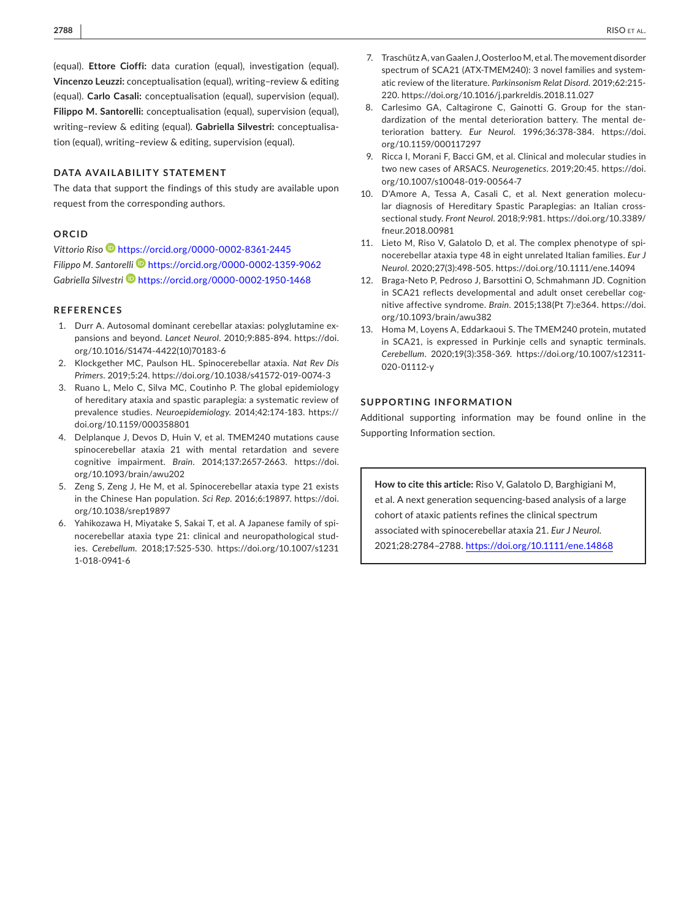(equal). **Ettore Cioffi:** data curation (equal), investigation (equal). **Vincenzo Leuzzi:** conceptualisation (equal), writing–review & editing (equal). **Carlo Casali:** conceptualisation (equal), supervision (equal). **Filippo M. Santorelli:** conceptualisation (equal), supervision (equal), writing–review & editing (equal). **Gabriella Silvestri:** conceptualisation (equal), writing–review & editing, supervision (equal).

## DATA AVAILABILITY STATEMENT

The data that support the findings of this study are available upon request from the corresponding authors.

## ORCID

*Vittorio Riso* https://orcid.org/0000-0002-8361-2445
*Filippo M. Santorelli* https://orcid.org/0000-0002-1359-9062
*Gabriella Silvestri* https://orcid.org/0000-0002-1950-1468

## REFERENCES

1. Durr A. Autosomal dominant cerebellar ataxias: polyglutamine expansions and beyond. *Lancet Neurol*. 2010;9:885-894. https://doi.org/10.1016/S1474-4422(10)70183-6
2. Klockgether MC, Paulson HL. Spinocerebellar ataxia. *Nat Rev Dis Primers*. 2019;5:24. https://doi.org/10.1038/s41572-019-0074-3
3. Ruano L, Melo C, Silva MC, Coutinho P. The global epidemiology of hereditary ataxia and spastic paraplegia: a systematic review of prevalence studies. *Neuroepidemiology*. 2014;42:174-183. https://doi.org/10.1159/000358801
4. Delplanque J, Devos D, Huin V, et al. TMEM240 mutations cause spinocerebellar ataxia 21 with mental retardation and severe cognitive impairment. *Brain*. 2014;137:2657-2663. https://doi.org/10.1093/brain/awu202
5. Zeng S, Zeng J, He M, et al. Spinocerebellar ataxia type 21 exists in the Chinese Han population. *Sci Rep*. 2016;6:19897. https://doi.org/10.1038/srep19897
6. Yahikozawa H, Miyatake S, Sakai T, et al. A Japanese family of spinocerebellar ataxia type 21: clinical and neuropathological studies. *Cerebellum*. 2018;17:525-530. https://doi.org/10.1007/s12311-018-0941-6
7. Traschütz A, van Gaalen J, Oosterloo M, et al. The movement disorder spectrum of SCA21 (ATX-TMEM240): 3 novel families and systematic review of the literature. *Parkinsonism Relat Disord*. 2019;62:215-220. https://doi.org/10.1016/j.parkreldis.2018.11.027
8. Carlesimo GA, Caltagirone C, Gainotti G. Group for the standardization of the mental deterioration battery. The mental deterioration battery. *Eur Neurol*. 1996;36:378-384. https://doi.org/10.1159/000117297
9. Ricca I, Morani F, Bacci GM, et al. Clinical and molecular studies in two new cases of ARSACS. *Neurogenetics*. 2019;20:45. https://doi.org/10.1007/s10048-019-00564-7
10. D'Amore A, Tessa A, Casali C, et al. Next generation molecular diagnosis of Hereditary Spastic Paraplegias: an Italian cross-sectional study. *Front Neurol*. 2018;9:981. https://doi.org/10.3389/fneur.2018.00981
11. Lieto M, Riso V, Galatolo D, et al. The complex phenotype of spinocerebellar ataxia type 48 in eight unrelated Italian families. *Eur J Neurol*. 2020;27(3):498-505. https://doi.org/10.1111/ene.14094
12. Braga-Neto P, Pedroso J, Barsottini O, Schmahmann JD. Cognition in SCA21 reflects developmental and adult onset cerebellar cognitive affective syndrome. *Brain*. 2015;138(Pt 7):e364. https://doi.org/10.1093/brain/awu382
13. Homa M, Loyens A, Eddarkaoui S. The TMEM240 protein, mutated in SCA21, is expressed in Purkinje cells and synaptic terminals. *Cerebellum*. 2020;19(3):358-369. https://doi.org/10.1007/s12311-020-01112-y

## SUPPORTING INFORMATION

Additional supporting information may be found online in the Supporting Information section.

**How to cite this article:** Riso V, Galatolo D, Barghigiani M, et al. A next generation sequencing-based analysis of a large cohort of ataxic patients refines the clinical spectrum associated with spinocerebellar ataxia 21. *Eur J Neurol*. 2021;28:2784–2788. https://doi.org/10.1111/ene.14868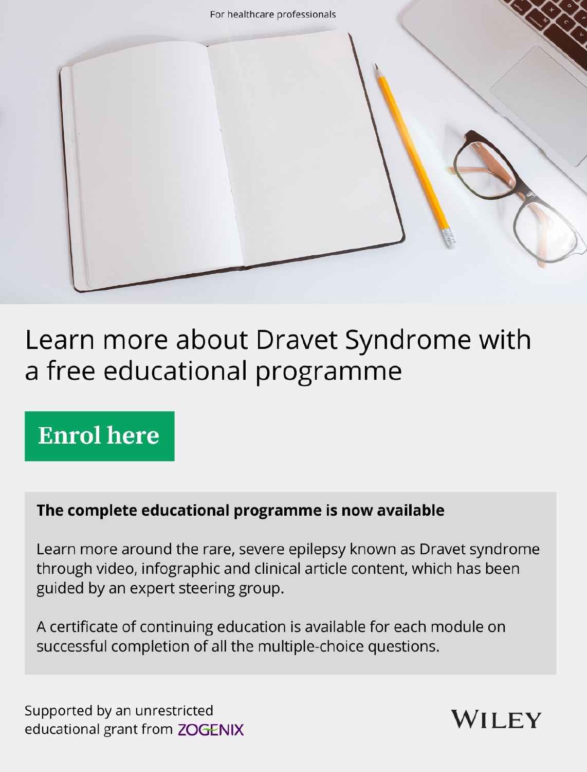For healthcare professionals

# Learn more about Dravet Syndrome with a free educational programme

**Enrol here**

**The complete educational programme is now available**

Learn more around the rare, severe epilepsy known as Dravet syndrome through video, infographic and clinical article content, which has been guided by an expert steering group.

A certificate of continuing education is available for each module on successful completion of all the multiple-choice questions.

Supported by an unrestricted educational grant from ZOGENIX

WILEY